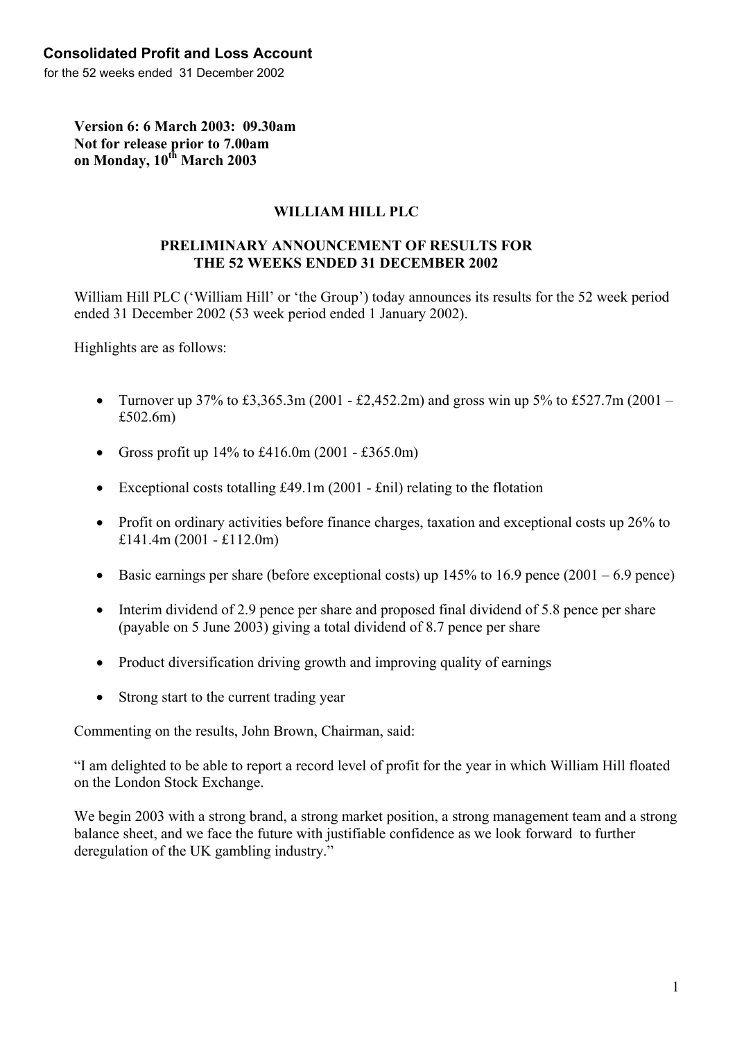**Consolidated Profit and Loss Account**
for the 52 weeks ended 31 December 2002

**Version 6: 6 March 2003: 09.30am**
**Not for release prior to 7.00am**
**on Monday, 10th March 2003**

## WILLIAM HILL PLC

### PRELIMINARY ANNOUNCEMENT OF RESULTS FOR THE 52 WEEKS ENDED 31 DECEMBER 2002

William Hill PLC ('William Hill' or 'the Group') today announces its results for the 52 week period ended 31 December 2002 (53 week period ended 1 January 2002).

Highlights are as follows:

- Turnover up 37% to £3,365.3m (2001 - £2,452.2m) and gross win up 5% to £527.7m (2001 – £502.6m)
- Gross profit up 14% to £416.0m (2001 - £365.0m)
- Exceptional costs totalling £49.1m (2001 - £nil) relating to the flotation
- Profit on ordinary activities before finance charges, taxation and exceptional costs up 26% to £141.4m (2001 - £112.0m)
- Basic earnings per share (before exceptional costs) up 145% to 16.9 pence (2001 – 6.9 pence)
- Interim dividend of 2.9 pence per share and proposed final dividend of 5.8 pence per share (payable on 5 June 2003) giving a total dividend of 8.7 pence per share
- Product diversification driving growth and improving quality of earnings
- Strong start to the current trading year

Commenting on the results, John Brown, Chairman, said:

"I am delighted to be able to report a record level of profit for the year in which William Hill floated on the London Stock Exchange.

We begin 2003 with a strong brand, a strong market position, a strong management team and a strong balance sheet, and we face the future with justifiable confidence as we look forward to further deregulation of the UK gambling industry."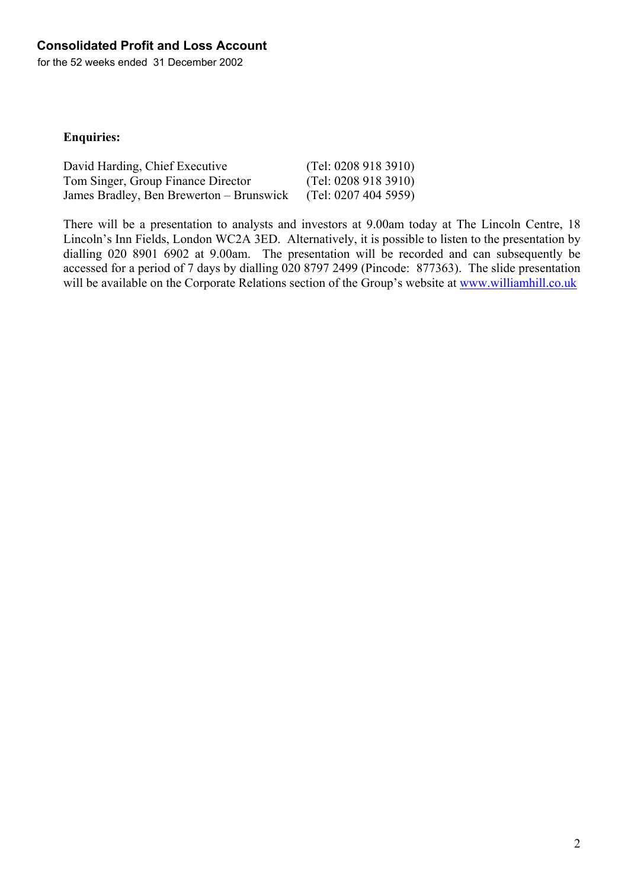**Enquiries:**

| | |
|---|---|
| David Harding, Chief Executive | (Tel: 0208 918 3910) |
| Tom Singer, Group Finance Director | (Tel: 0208 918 3910) |
| James Bradley, Ben Brewerton – Brunswick | (Tel: 0207 404 5959) |

There will be a presentation to analysts and investors at 9.00am today at The Lincoln Centre, 18 Lincoln's Inn Fields, London WC2A 3ED. Alternatively, it is possible to listen to the presentation by dialling 020 8901 6902 at 9.00am. The presentation will be recorded and can subsequently be accessed for a period of 7 days by dialling 020 8797 2499 (Pincode: 877363). The slide presentation will be available on the Corporate Relations section of the Group's website at www.williamhill.co.uk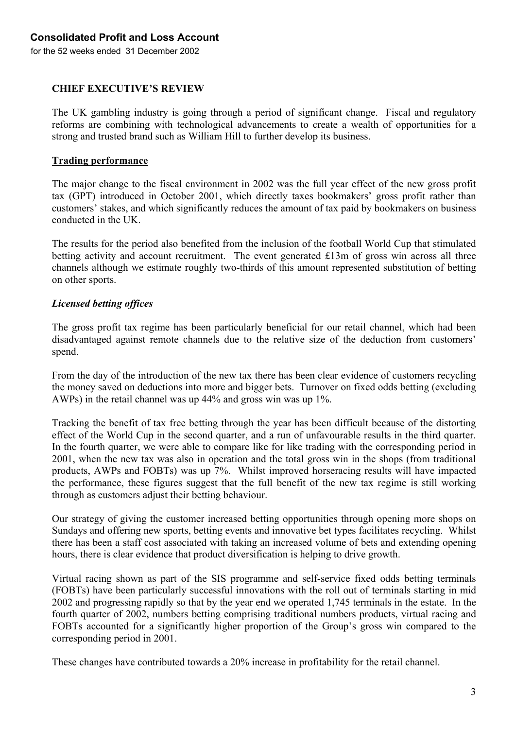## Consolidated Profit and Loss Account

for the 52 weeks ended 31 December 2002

### CHIEF EXECUTIVE'S REVIEW

The UK gambling industry is going through a period of significant change. Fiscal and regulatory reforms are combining with technological advancements to create a wealth of opportunities for a strong and trusted brand such as William Hill to further develop its business.

#### Trading performance

The major change to the fiscal environment in 2002 was the full year effect of the new gross profit tax (GPT) introduced in October 2001, which directly taxes bookmakers' gross profit rather than customers' stakes, and which significantly reduces the amount of tax paid by bookmakers on business conducted in the UK.

The results for the period also benefited from the inclusion of the football World Cup that stimulated betting activity and account recruitment. The event generated £13m of gross win across all three channels although we estimate roughly two-thirds of this amount represented substitution of betting on other sports.

*Licensed betting offices*

The gross profit tax regime has been particularly beneficial for our retail channel, which had been disadvantaged against remote channels due to the relative size of the deduction from customers' spend.

From the day of the introduction of the new tax there has been clear evidence of customers recycling the money saved on deductions into more and bigger bets. Turnover on fixed odds betting (excluding AWPs) in the retail channel was up 44% and gross win was up 1%.

Tracking the benefit of tax free betting through the year has been difficult because of the distorting effect of the World Cup in the second quarter, and a run of unfavourable results in the third quarter. In the fourth quarter, we were able to compare like for like trading with the corresponding period in 2001, when the new tax was also in operation and the total gross win in the shops (from traditional products, AWPs and FOBTs) was up 7%. Whilst improved horseracing results will have impacted the performance, these figures suggest that the full benefit of the new tax regime is still working through as customers adjust their betting behaviour.

Our strategy of giving the customer increased betting opportunities through opening more shops on Sundays and offering new sports, betting events and innovative bet types facilitates recycling. Whilst there has been a staff cost associated with taking an increased volume of bets and extending opening hours, there is clear evidence that product diversification is helping to drive growth.

Virtual racing shown as part of the SIS programme and self-service fixed odds betting terminals (FOBTs) have been particularly successful innovations with the roll out of terminals starting in mid 2002 and progressing rapidly so that by the year end we operated 1,745 terminals in the estate. In the fourth quarter of 2002, numbers betting comprising traditional numbers products, virtual racing and FOBTs accounted for a significantly higher proportion of the Group's gross win compared to the corresponding period in 2001.

These changes have contributed towards a 20% increase in profitability for the retail channel.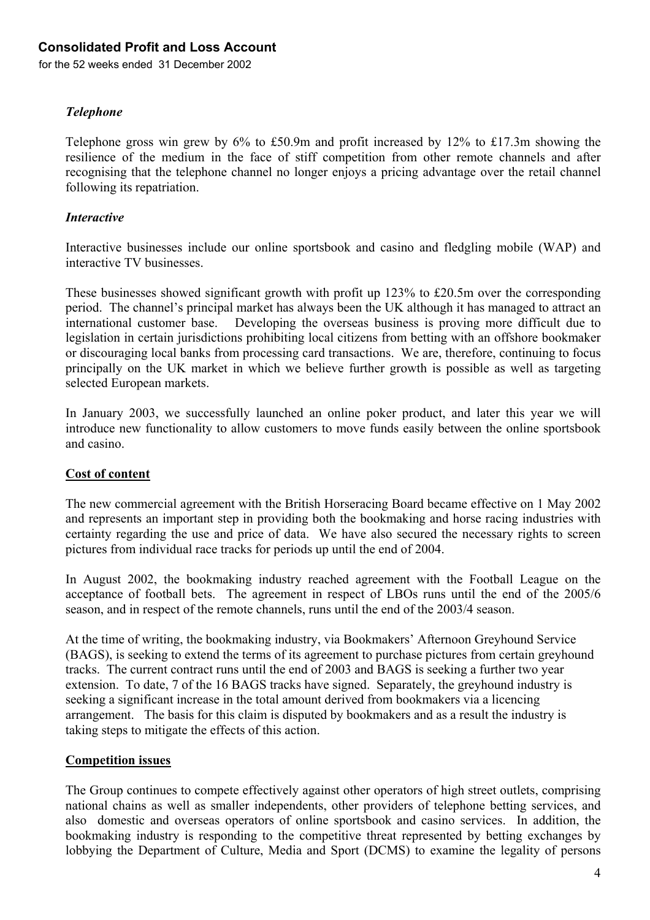## Consolidated Profit and Loss Account

for the 52 weeks ended 31 December 2002

### *Telephone*

Telephone gross win grew by 6% to £50.9m and profit increased by 12% to £17.3m showing the resilience of the medium in the face of stiff competition from other remote channels and after recognising that the telephone channel no longer enjoys a pricing advantage over the retail channel following its repatriation.

### *Interactive*

Interactive businesses include our online sportsbook and casino and fledgling mobile (WAP) and interactive TV businesses.

These businesses showed significant growth with profit up 123% to £20.5m over the corresponding period. The channel's principal market has always been the UK although it has managed to attract an international customer base. Developing the overseas business is proving more difficult due to legislation in certain jurisdictions prohibiting local citizens from betting with an offshore bookmaker or discouraging local banks from processing card transactions. We are, therefore, continuing to focus principally on the UK market in which we believe further growth is possible as well as targeting selected European markets.

In January 2003, we successfully launched an online poker product, and later this year we will introduce new functionality to allow customers to move funds easily between the online sportsbook and casino.

### Cost of content

The new commercial agreement with the British Horseracing Board became effective on 1 May 2002 and represents an important step in providing both the bookmaking and horse racing industries with certainty regarding the use and price of data. We have also secured the necessary rights to screen pictures from individual race tracks for periods up until the end of 2004.

In August 2002, the bookmaking industry reached agreement with the Football League on the acceptance of football bets. The agreement in respect of LBOs runs until the end of the 2005/6 season, and in respect of the remote channels, runs until the end of the 2003/4 season.

At the time of writing, the bookmaking industry, via Bookmakers' Afternoon Greyhound Service (BAGS), is seeking to extend the terms of its agreement to purchase pictures from certain greyhound tracks. The current contract runs until the end of 2003 and BAGS is seeking a further two year extension. To date, 7 of the 16 BAGS tracks have signed. Separately, the greyhound industry is seeking a significant increase in the total amount derived from bookmakers via a licencing arrangement. The basis for this claim is disputed by bookmakers and as a result the industry is taking steps to mitigate the effects of this action.

### Competition issues

The Group continues to compete effectively against other operators of high street outlets, comprising national chains as well as smaller independents, other providers of telephone betting services, and also domestic and overseas operators of online sportsbook and casino services. In addition, the bookmaking industry is responding to the competitive threat represented by betting exchanges by lobbying the Department of Culture, Media and Sport (DCMS) to examine the legality of persons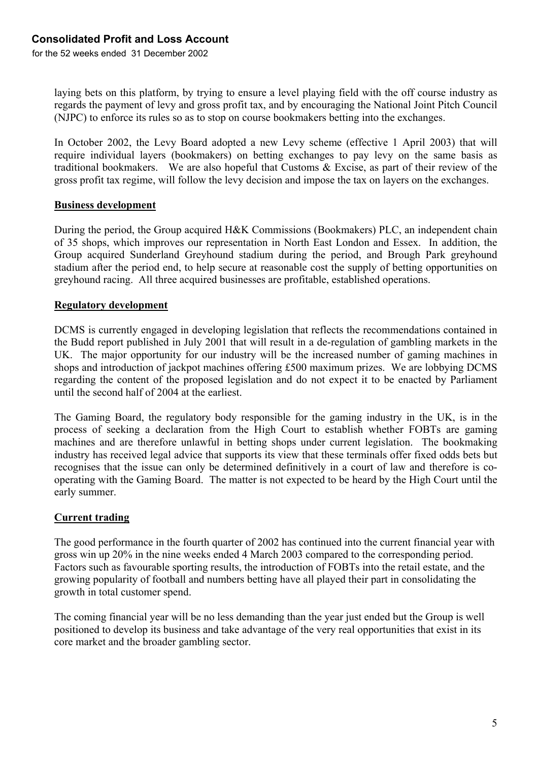laying bets on this platform, by trying to ensure a level playing field with the off course industry as regards the payment of levy and gross profit tax, and by encouraging the National Joint Pitch Council (NJPC) to enforce its rules so as to stop on course bookmakers betting into the exchanges.

In October 2002, the Levy Board adopted a new Levy scheme (effective 1 April 2003) that will require individual layers (bookmakers) on betting exchanges to pay levy on the same basis as traditional bookmakers. We are also hopeful that Customs & Excise, as part of their review of the gross profit tax regime, will follow the levy decision and impose the tax on layers on the exchanges.

## Business development

During the period, the Group acquired H&K Commissions (Bookmakers) PLC, an independent chain of 35 shops, which improves our representation in North East London and Essex. In addition, the Group acquired Sunderland Greyhound stadium during the period, and Brough Park greyhound stadium after the period end, to help secure at reasonable cost the supply of betting opportunities on greyhound racing. All three acquired businesses are profitable, established operations.

## Regulatory development

DCMS is currently engaged in developing legislation that reflects the recommendations contained in the Budd report published in July 2001 that will result in a de-regulation of gambling markets in the UK. The major opportunity for our industry will be the increased number of gaming machines in shops and introduction of jackpot machines offering £500 maximum prizes. We are lobbying DCMS regarding the content of the proposed legislation and do not expect it to be enacted by Parliament until the second half of 2004 at the earliest.

The Gaming Board, the regulatory body responsible for the gaming industry in the UK, is in the process of seeking a declaration from the High Court to establish whether FOBTs are gaming machines and are therefore unlawful in betting shops under current legislation. The bookmaking industry has received legal advice that supports its view that these terminals offer fixed odds bets but recognises that the issue can only be determined definitively in a court of law and therefore is co-operating with the Gaming Board. The matter is not expected to be heard by the High Court until the early summer.

## Current trading

The good performance in the fourth quarter of 2002 has continued into the current financial year with gross win up 20% in the nine weeks ended 4 March 2003 compared to the corresponding period. Factors such as favourable sporting results, the introduction of FOBTs into the retail estate, and the growing popularity of football and numbers betting have all played their part in consolidating the growth in total customer spend.

The coming financial year will be no less demanding than the year just ended but the Group is well positioned to develop its business and take advantage of the very real opportunities that exist in its core market and the broader gambling sector.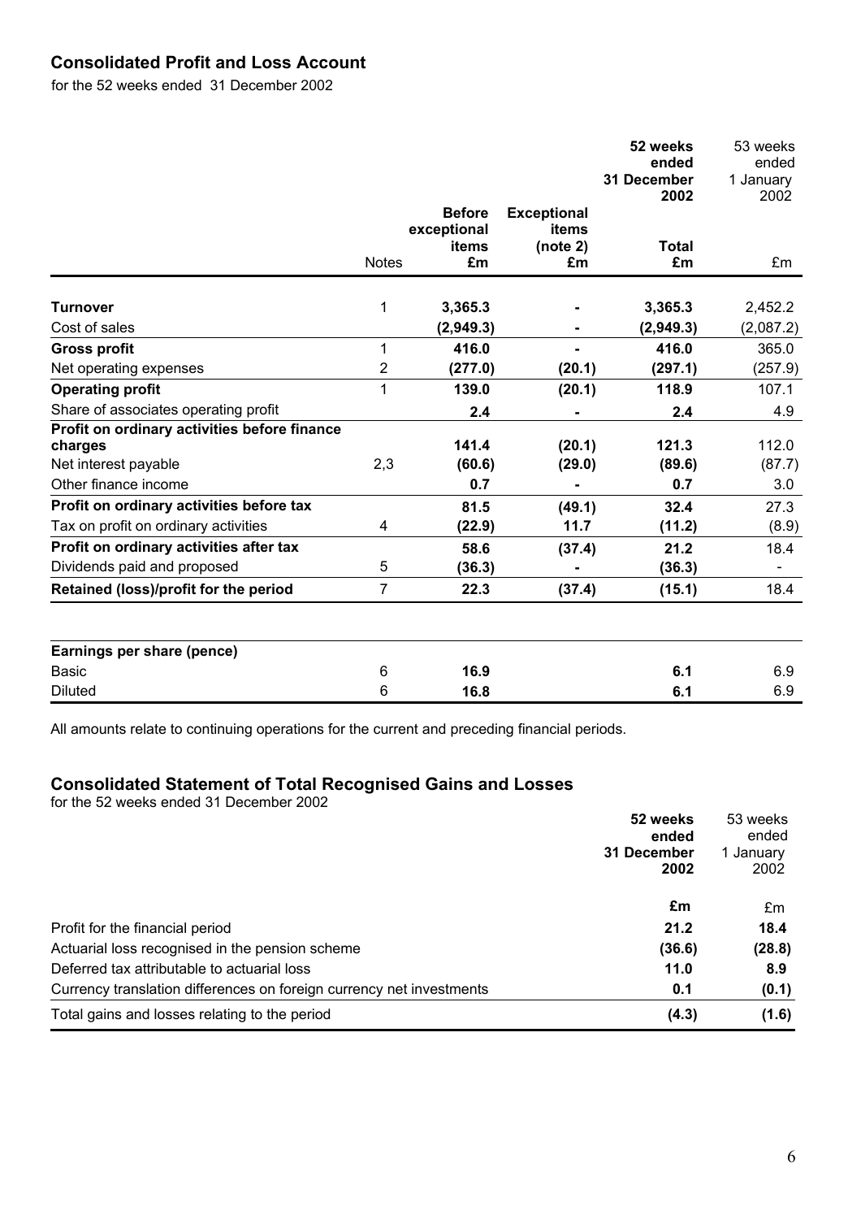## Consolidated Profit and Loss Account

for the 52 weeks ended 31 December 2002

| | Notes | Before exceptional items £m | Exceptional items (note 2) £m | 52 weeks ended 31 December 2002 Total £m | 53 weeks ended 1 January 2002 £m |
|---|---|---|---|---|---|
| **Turnover** | 1 | **3,365.3** | **-** | **3,365.3** | 2,452.2 |
| Cost of sales | | **(2,949.3)** | **-** | **(2,949.3)** | (2,087.2) |
| **Gross profit** | 1 | **416.0** | **-** | **416.0** | 365.0 |
| Net operating expenses | 2 | **(277.0)** | **(20.1)** | **(297.1)** | (257.9) |
| **Operating profit** | 1 | **139.0** | **(20.1)** | **118.9** | 107.1 |
| Share of associates operating profit | | **2.4** | **-** | **2.4** | 4.9 |
| **Profit on ordinary activities before finance charges** | | **141.4** | **(20.1)** | **121.3** | 112.0 |
| Net interest payable | 2,3 | **(60.6)** | **(29.0)** | **(89.6)** | (87.7) |
| Other finance income | | **0.7** | **-** | **0.7** | 3.0 |
| **Profit on ordinary activities before tax** | | **81.5** | **(49.1)** | **32.4** | 27.3 |
| Tax on profit on ordinary activities | 4 | **(22.9)** | **11.7** | **(11.2)** | (8.9) |
| **Profit on ordinary activities after tax** | | **58.6** | **(37.4)** | **21.2** | 18.4 |
| Dividends paid and proposed | 5 | **(36.3)** | **-** | **(36.3)** | - |
| **Retained (loss)/profit for the period** | 7 | **22.3** | **(37.4)** | **(15.1)** | 18.4 |

| **Earnings per share (pence)** | | | | | |
|---|---|---|---|---|---|
| Basic | 6 | **16.9** | | **6.1** | 6.9 |
| Diluted | 6 | **16.8** | | **6.1** | 6.9 |

All amounts relate to continuing operations for the current and preceding financial periods.

## Consolidated Statement of Total Recognised Gains and Losses

for the 52 weeks ended 31 December 2002

| | 52 weeks ended 31 December 2002 £m | 53 weeks ended 1 January 2002 £m |
|---|---|---|
| Profit for the financial period | **21.2** | **18.4** |
| Actuarial loss recognised in the pension scheme | **(36.6)** | **(28.8)** |
| Deferred tax attributable to actuarial loss | **11.0** | **8.9** |
| Currency translation differences on foreign currency net investments | **0.1** | **(0.1)** |
| Total gains and losses relating to the period | **(4.3)** | **(1.6)** |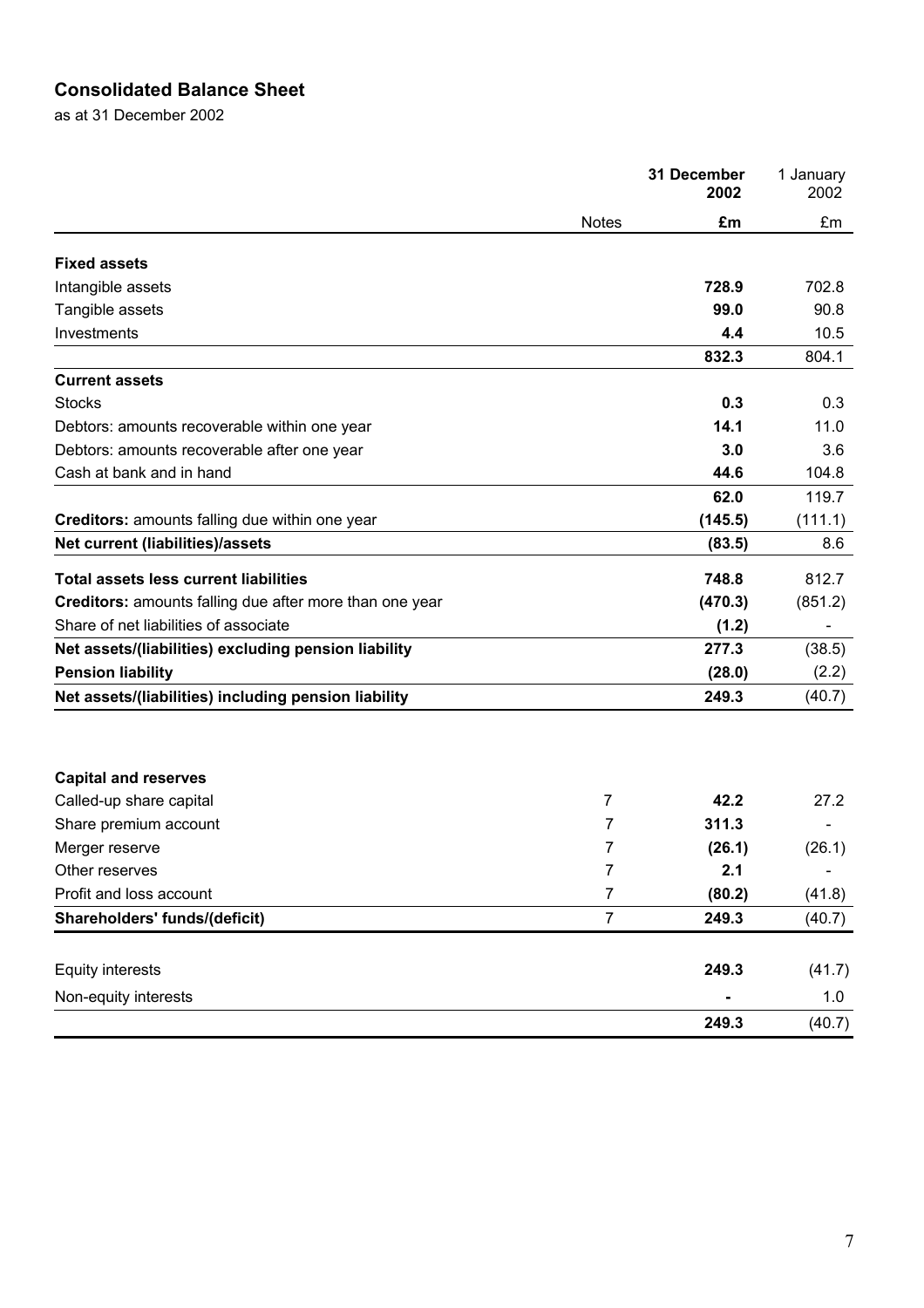## Consolidated Balance Sheet

as at 31 December 2002

| | Notes | 31 December 2002 | 1 January 2002 |
|---|---|---|---|
| | | **£m** | £m |
| **Fixed assets** | | | |
| Intangible assets | | **728.9** | 702.8 |
| Tangible assets | | **99.0** | 90.8 |
| Investments | | **4.4** | 10.5 |
| | | **832.3** | 804.1 |
| **Current assets** | | | |
| Stocks | | **0.3** | 0.3 |
| Debtors: amounts recoverable within one year | | **14.1** | 11.0 |
| Debtors: amounts recoverable after one year | | **3.0** | 3.6 |
| Cash at bank and in hand | | **44.6** | 104.8 |
| | | **62.0** | 119.7 |
| **Creditors:** amounts falling due within one year | | **(145.5)** | (111.1) |
| **Net current (liabilities)/assets** | | **(83.5)** | 8.6 |
| **Total assets less current liabilities** | | **748.8** | 812.7 |
| **Creditors:** amounts falling due after more than one year | | **(470.3)** | (851.2) |
| Share of net liabilities of associate | | **(1.2)** | - |
| **Net assets/(liabilities) excluding pension liability** | | **277.3** | (38.5) |
| **Pension liability** | | **(28.0)** | (2.2) |
| **Net assets/(liabilities) including pension liability** | | **249.3** | (40.7) |
| | | | |
| **Capital and reserves** | | | |
| Called-up share capital | 7 | **42.2** | 27.2 |
| Share premium account | 7 | **311.3** | - |
| Merger reserve | 7 | **(26.1)** | (26.1) |
| Other reserves | 7 | **2.1** | - |
| Profit and loss account | 7 | **(80.2)** | (41.8) |
| **Shareholders' funds/(deficit)** | 7 | **249.3** | (40.7) |
| | | | |
| Equity interests | | **249.3** | (41.7) |
| Non-equity interests | | **-** | 1.0 |
| | | **249.3** | (40.7) |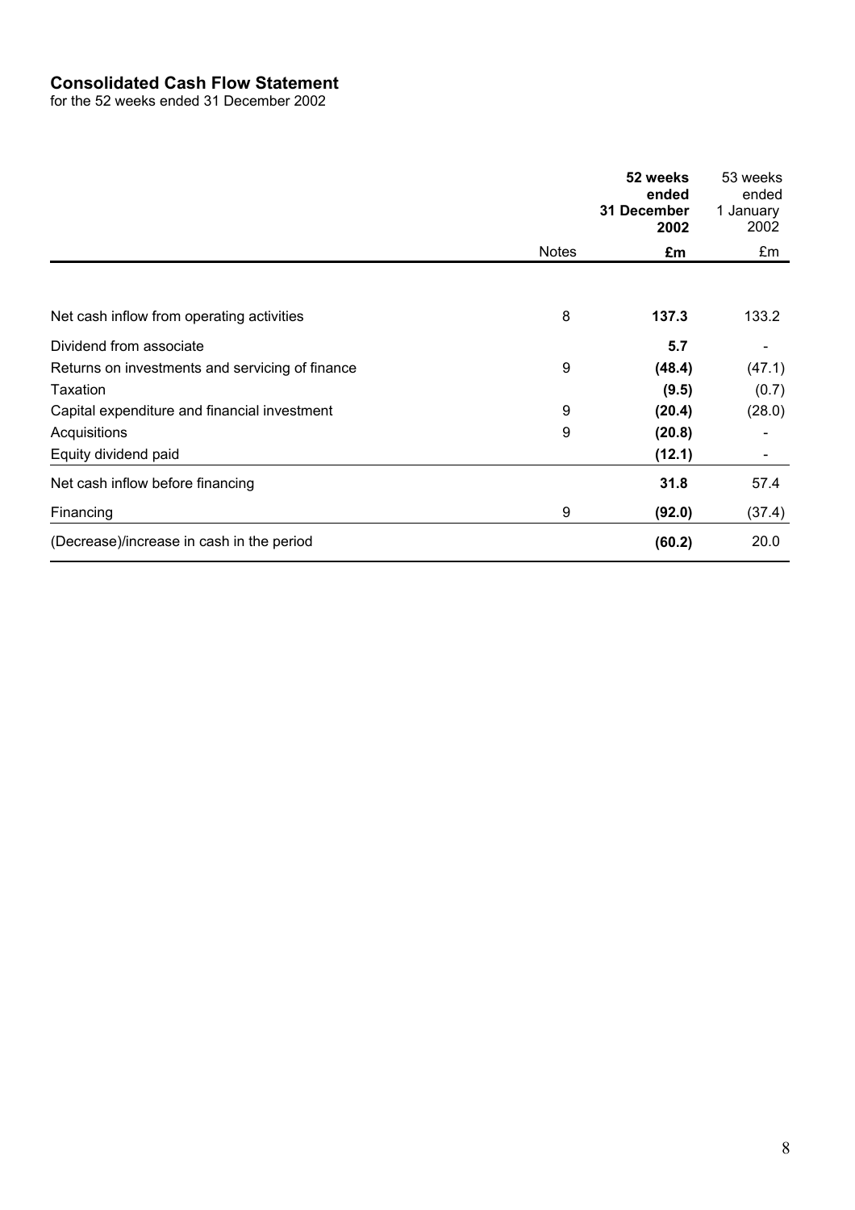# Consolidated Cash Flow Statement

for the 52 weeks ended 31 December 2002

| | Notes | **52 weeks ended 31 December 2002** | 53 weeks ended 1 January 2002 |
|---|---|---|---|
| | | **£m** | £m |
| Net cash inflow from operating activities | 8 | **137.3** | 133.2 |
| Dividend from associate | | **5.7** | - |
| Returns on investments and servicing of finance | 9 | **(48.4)** | (47.1) |
| Taxation | | **(9.5)** | (0.7) |
| Capital expenditure and financial investment | 9 | **(20.4)** | (28.0) |
| Acquisitions | 9 | **(20.8)** | - |
| Equity dividend paid | | **(12.1)** | - |
| Net cash inflow before financing | | **31.8** | 57.4 |
| Financing | 9 | **(92.0)** | (37.4) |
| (Decrease)/increase in cash in the period | | **(60.2)** | 20.0 |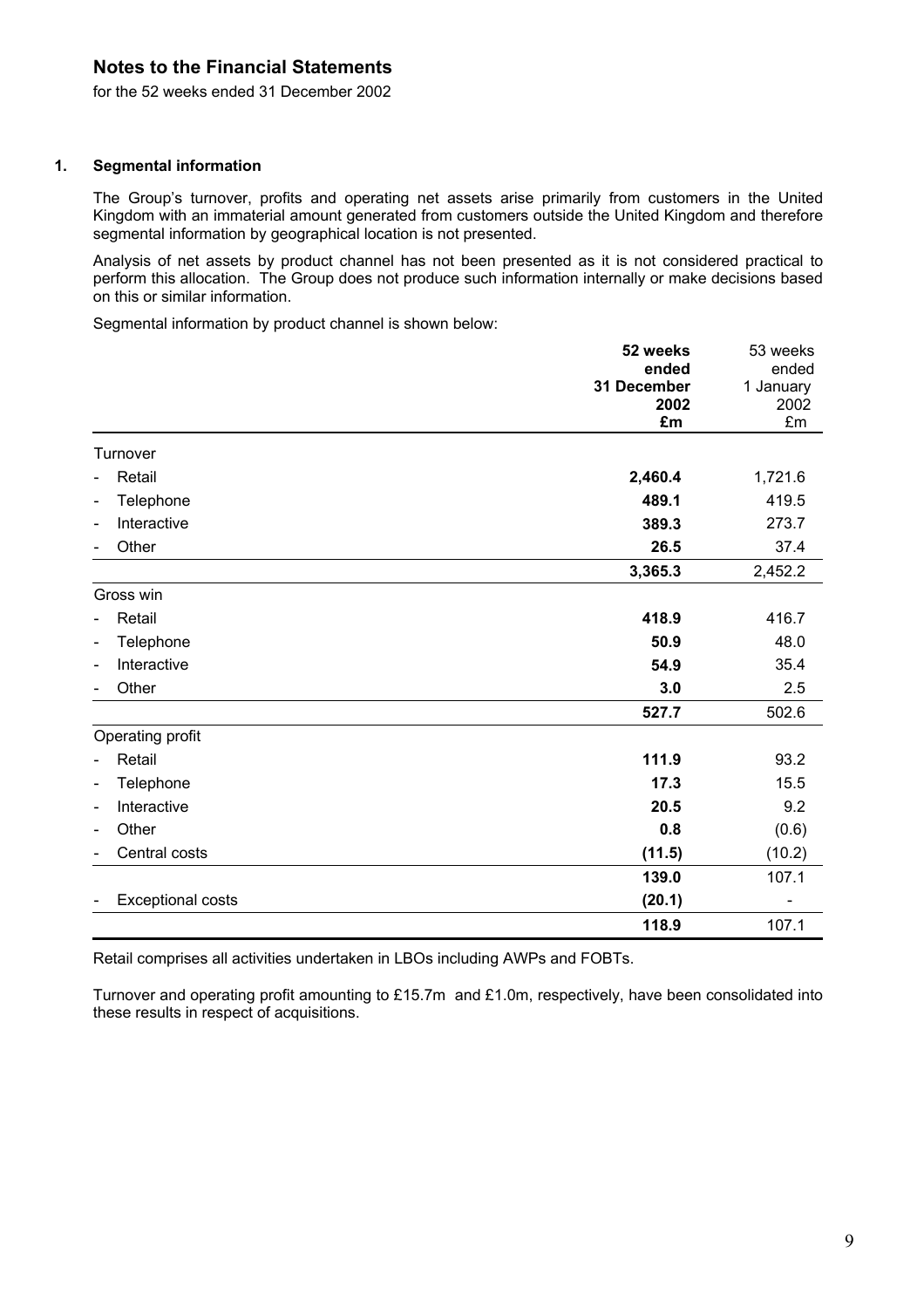## Notes to the Financial Statements

for the 52 weeks ended 31 December 2002

### 1. Segmental information

The Group's turnover, profits and operating net assets arise primarily from customers in the United Kingdom with an immaterial amount generated from customers outside the United Kingdom and therefore segmental information by geographical location is not presented.

Analysis of net assets by product channel has not been presented as it is not considered practical to perform this allocation. The Group does not produce such information internally or make decisions based on this or similar information.

Segmental information by product channel is shown below:

| | **52 weeks ended 31 December 2002 £m** | 53 weeks ended 1 January 2002 £m |
|---|---|---|
| Turnover | | |
| - Retail | **2,460.4** | 1,721.6 |
| - Telephone | **489.1** | 419.5 |
| - Interactive | **389.3** | 273.7 |
| - Other | **26.5** | 37.4 |
| | **3,365.3** | 2,452.2 |
| Gross win | | |
| - Retail | **418.9** | 416.7 |
| - Telephone | **50.9** | 48.0 |
| - Interactive | **54.9** | 35.4 |
| - Other | **3.0** | 2.5 |
| | **527.7** | 502.6 |
| Operating profit | | |
| - Retail | **111.9** | 93.2 |
| - Telephone | **17.3** | 15.5 |
| - Interactive | **20.5** | 9.2 |
| - Other | **0.8** | (0.6) |
| - Central costs | **(11.5)** | (10.2) |
| | **139.0** | 107.1 |
| - Exceptional costs | **(20.1)** | - |
| | **118.9** | 107.1 |

Retail comprises all activities undertaken in LBOs including AWPs and FOBTs.

Turnover and operating profit amounting to £15.7m and £1.0m, respectively, have been consolidated into these results in respect of acquisitions.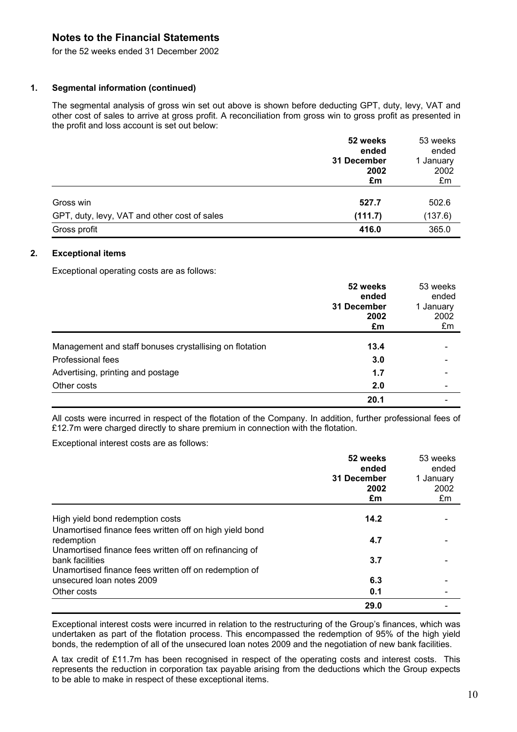## Notes to the Financial Statements

for the 52 weeks ended 31 December 2002

### 1. Segmental information (continued)

The segmental analysis of gross win set out above is shown before deducting GPT, duty, levy, VAT and other cost of sales to arrive at gross profit. A reconciliation from gross win to gross profit as presented in the profit and loss account is set out below:

| | **52 weeks ended 31 December 2002 £m** | 53 weeks ended 1 January 2002 £m |
|---|---|---|
| Gross win | **527.7** | 502.6 |
| GPT, duty, levy, VAT and other cost of sales | **(111.7)** | (137.6) |
| Gross profit | **416.0** | 365.0 |

### 2. Exceptional items

Exceptional operating costs are as follows:

| | **52 weeks ended 31 December 2002 £m** | 53 weeks ended 1 January 2002 £m |
|---|---|---|
| Management and staff bonuses crystallising on flotation | **13.4** | - |
| Professional fees | **3.0** | - |
| Advertising, printing and postage | **1.7** | - |
| Other costs | **2.0** | - |
| | **20.1** | - |

All costs were incurred in respect of the flotation of the Company. In addition, further professional fees of £12.7m were charged directly to share premium in connection with the flotation.

Exceptional interest costs are as follows:

| | **52 weeks ended 31 December 2002 £m** | 53 weeks ended 1 January 2002 £m |
|---|---|---|
| High yield bond redemption costs | **14.2** | - |
| Unamortised finance fees written off on high yield bond redemption | **4.7** | - |
| Unamortised finance fees written off on refinancing of bank facilities | **3.7** | - |
| Unamortised finance fees written off on redemption of unsecured loan notes 2009 | **6.3** | - |
| Other costs | **0.1** | - |
| | **29.0** | - |

Exceptional interest costs were incurred in relation to the restructuring of the Group's finances, which was undertaken as part of the flotation process. This encompassed the redemption of 95% of the high yield bonds, the redemption of all of the unsecured loan notes 2009 and the negotiation of new bank facilities.

A tax credit of £11.7m has been recognised in respect of the operating costs and interest costs. This represents the reduction in corporation tax payable arising from the deductions which the Group expects to be able to make in respect of these exceptional items.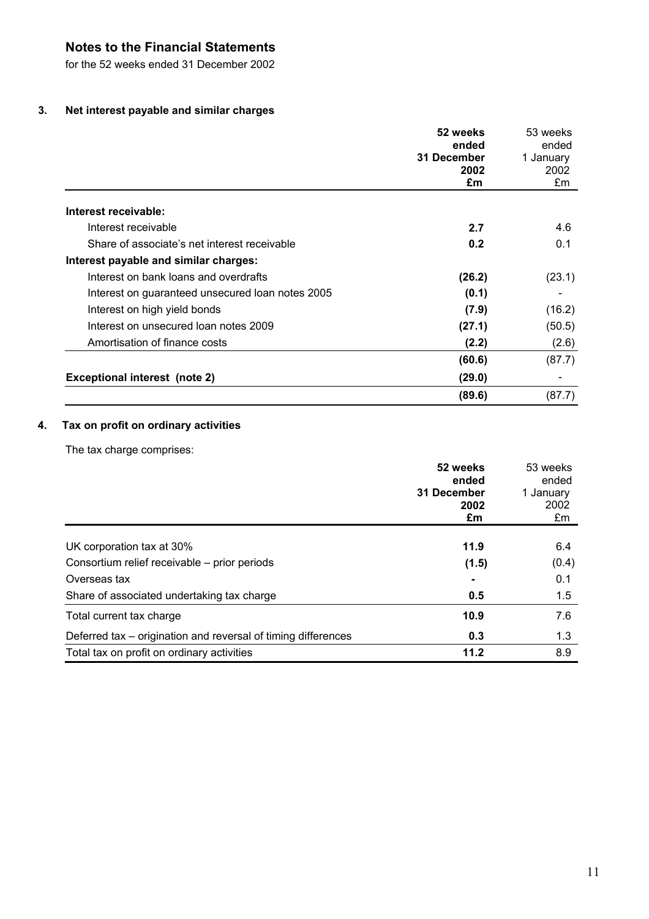## Notes to the Financial Statements

for the 52 weeks ended 31 December 2002

### 3. Net interest payable and similar charges

| | **52 weeks ended 31 December 2002 £m** | 53 weeks ended 1 January 2002 £m |
|---|---|---|
| **Interest receivable:** | | |
| Interest receivable | **2.7** | 4.6 |
| Share of associate's net interest receivable | **0.2** | 0.1 |
| **Interest payable and similar charges:** | | |
| Interest on bank loans and overdrafts | **(26.2)** | (23.1) |
| Interest on guaranteed unsecured loan notes 2005 | **(0.1)** | - |
| Interest on high yield bonds | **(7.9)** | (16.2) |
| Interest on unsecured loan notes 2009 | **(27.1)** | (50.5) |
| Amortisation of finance costs | **(2.2)** | (2.6) |
| | **(60.6)** | (87.7) |
| **Exceptional interest (note 2)** | **(29.0)** | - |
| | **(89.6)** | (87.7) |

### 4. Tax on profit on ordinary activities

The tax charge comprises:

| | **52 weeks ended 31 December 2002 £m** | 53 weeks ended 1 January 2002 £m |
|---|---|---|
| UK corporation tax at 30% | **11.9** | 6.4 |
| Consortium relief receivable – prior periods | **(1.5)** | (0.4) |
| Overseas tax | **-** | 0.1 |
| Share of associated undertaking tax charge | **0.5** | 1.5 |
| Total current tax charge | **10.9** | 7.6 |
| Deferred tax – origination and reversal of timing differences | **0.3** | 1.3 |
| Total tax on profit on ordinary activities | **11.2** | 8.9 |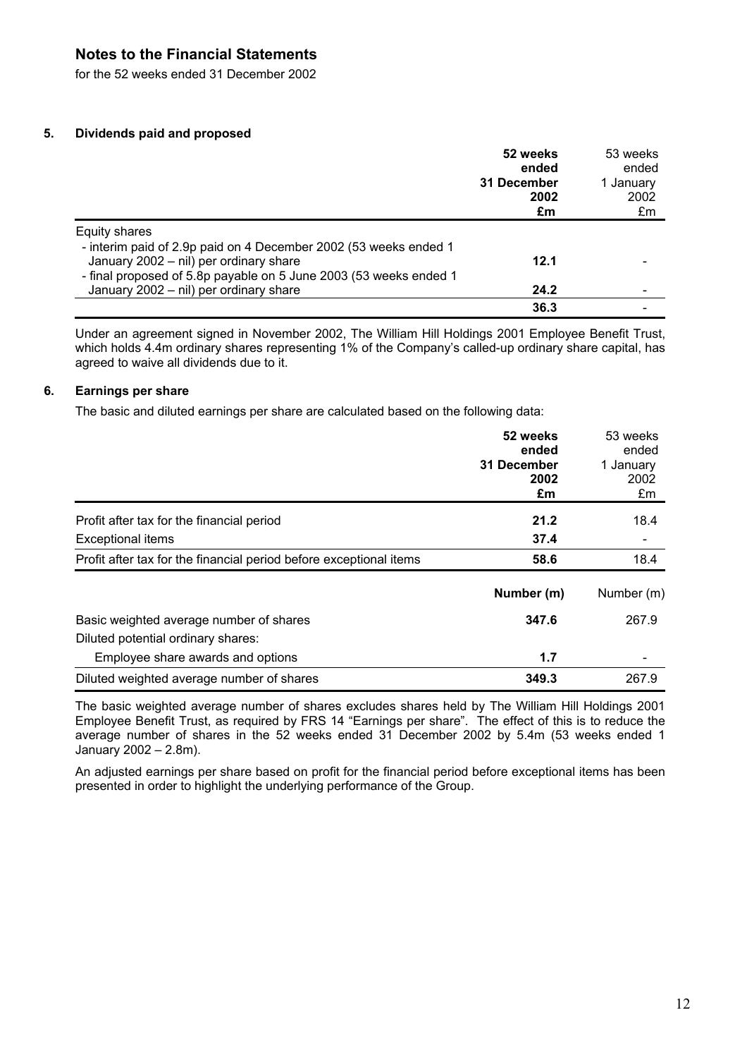## Notes to the Financial Statements

for the 52 weeks ended 31 December 2002

### 5. Dividends paid and proposed

| | **52 weeks ended 31 December 2002 £m** | 53 weeks ended 1 January 2002 £m |
|---|---|---|
| Equity shares | | |
| - interim paid of 2.9p paid on 4 December 2002 (53 weeks ended 1 January 2002 – nil) per ordinary share | **12.1** | - |
| - final proposed of 5.8p payable on 5 June 2003 (53 weeks ended 1 January 2002 – nil) per ordinary share | **24.2** | - |
| | **36.3** | - |

Under an agreement signed in November 2002, The William Hill Holdings 2001 Employee Benefit Trust, which holds 4.4m ordinary shares representing 1% of the Company's called-up ordinary share capital, has agreed to waive all dividends due to it.

### 6. Earnings per share

The basic and diluted earnings per share are calculated based on the following data:

| | **52 weeks ended 31 December 2002 £m** | 53 weeks ended 1 January 2002 £m |
|---|---|---|
| Profit after tax for the financial period | **21.2** | 18.4 |
| Exceptional items | **37.4** | - |
| Profit after tax for the financial period before exceptional items | **58.6** | 18.4 |
| | **Number (m)** | Number (m) |
| Basic weighted average number of shares | **347.6** | 267.9 |
| Diluted potential ordinary shares: | | |
| Employee share awards and options | **1.7** | - |
| Diluted weighted average number of shares | **349.3** | 267.9 |

The basic weighted average number of shares excludes shares held by The William Hill Holdings 2001 Employee Benefit Trust, as required by FRS 14 "Earnings per share". The effect of this is to reduce the average number of shares in the 52 weeks ended 31 December 2002 by 5.4m (53 weeks ended 1 January 2002 – 2.8m).

An adjusted earnings per share based on profit for the financial period before exceptional items has been presented in order to highlight the underlying performance of the Group.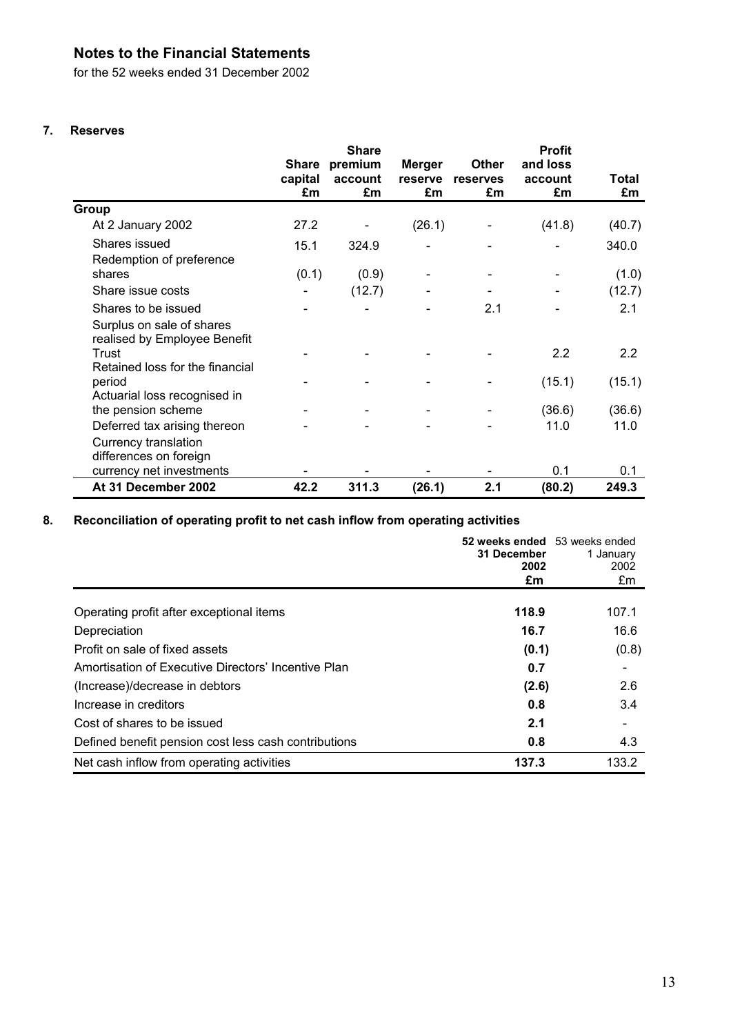## Notes to the Financial Statements

for the 52 weeks ended 31 December 2002

### 7. Reserves

| | Share capital £m | Share premium account £m | Merger reserve £m | Other reserves £m | Profit and loss account £m | Total £m |
|---|---|---|---|---|---|---|
| **Group** | | | | | | |
| At 2 January 2002 | 27.2 | - | (26.1) | - | (41.8) | (40.7) |
| Shares issued | 15.1 | 324.9 | - | - | - | 340.0 |
| Redemption of preference shares | (0.1) | (0.9) | - | - | - | (1.0) |
| Share issue costs | - | (12.7) | - | - | - | (12.7) |
| Shares to be issued | - | - | - | 2.1 | - | 2.1 |
| Surplus on sale of shares realised by Employee Benefit Trust | - | - | - | - | 2.2 | 2.2 |
| Retained loss for the financial period | - | - | - | - | (15.1) | (15.1) |
| Actuarial loss recognised in the pension scheme | - | - | - | - | (36.6) | (36.6) |
| Deferred tax arising thereon | - | - | - | - | 11.0 | 11.0 |
| Currency translation differences on foreign currency net investments | - | - | - | - | 0.1 | 0.1 |
| **At 31 December 2002** | **42.2** | **311.3** | **(26.1)** | **2.1** | **(80.2)** | **249.3** |

### 8. Reconciliation of operating profit to net cash inflow from operating activities

| | **52 weeks ended 31 December 2002 £m** | 53 weeks ended 1 January 2002 £m |
|---|---|---|
| Operating profit after exceptional items | **118.9** | 107.1 |
| Depreciation | **16.7** | 16.6 |
| Profit on sale of fixed assets | **(0.1)** | (0.8) |
| Amortisation of Executive Directors' Incentive Plan | **0.7** | - |
| (Increase)/decrease in debtors | **(2.6)** | 2.6 |
| Increase in creditors | **0.8** | 3.4 |
| Cost of shares to be issued | **2.1** | - |
| Defined benefit pension cost less cash contributions | **0.8** | 4.3 |
| Net cash inflow from operating activities | **137.3** | 133.2 |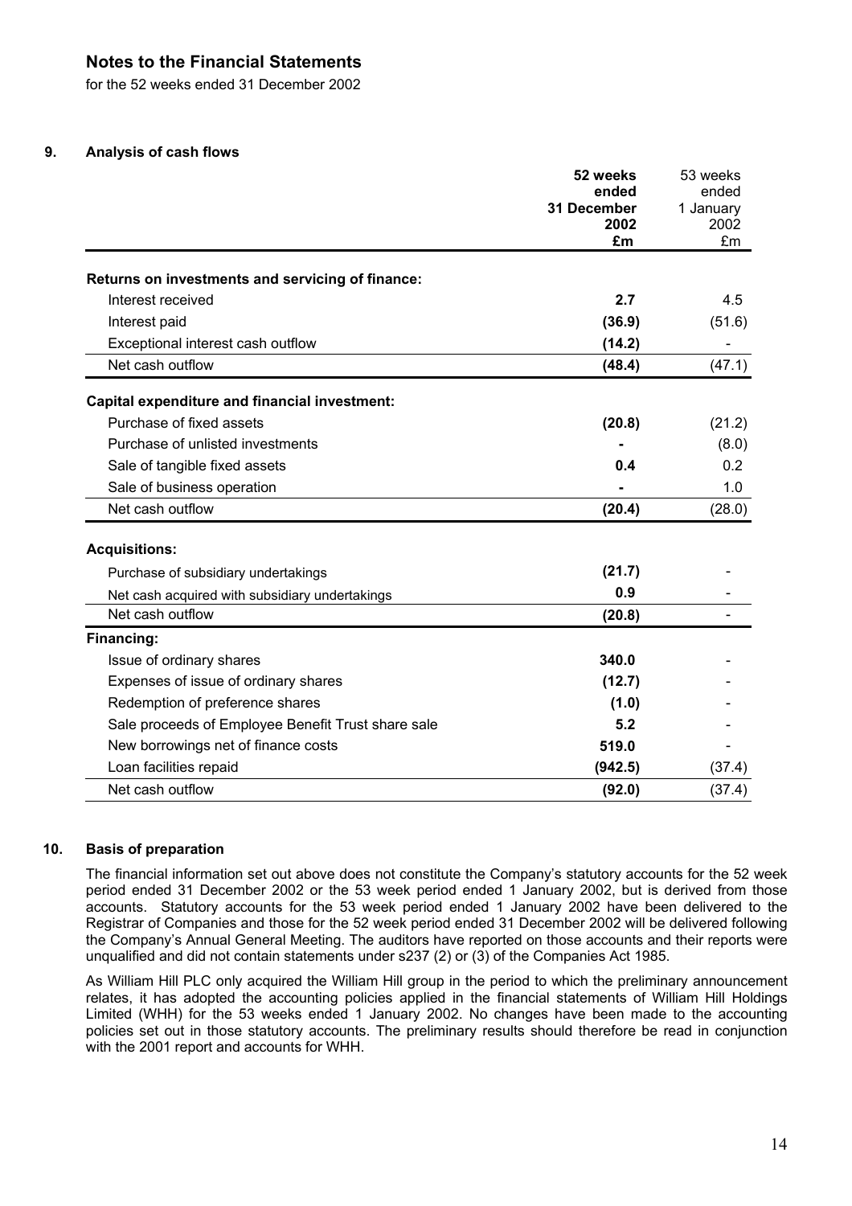# Notes to the Financial Statements

for the 52 weeks ended 31 December 2002

## 9. Analysis of cash flows

| | 52 weeks ended 31 December 2002 £m | 53 weeks ended 1 January 2002 £m |
|---|---|---|
| **Returns on investments and servicing of finance:** | | |
| Interest received | **2.7** | 4.5 |
| Interest paid | **(36.9)** | (51.6) |
| Exceptional interest cash outflow | **(14.2)** | - |
| Net cash outflow | **(48.4)** | (47.1) |
| **Capital expenditure and financial investment:** | | |
| Purchase of fixed assets | **(20.8)** | (21.2) |
| Purchase of unlisted investments | **-** | (8.0) |
| Sale of tangible fixed assets | **0.4** | 0.2 |
| Sale of business operation | **-** | 1.0 |
| Net cash outflow | **(20.4)** | (28.0) |
| **Acquisitions:** | | |
| Purchase of subsidiary undertakings | **(21.7)** | - |
| Net cash acquired with subsidiary undertakings | **0.9** | - |
| Net cash outflow | **(20.8)** | - |
| **Financing:** | | |
| Issue of ordinary shares | **340.0** | - |
| Expenses of issue of ordinary shares | **(12.7)** | - |
| Redemption of preference shares | **(1.0)** | - |
| Sale proceeds of Employee Benefit Trust share sale | **5.2** | - |
| New borrowings net of finance costs | **519.0** | - |
| Loan facilities repaid | **(942.5)** | (37.4) |
| Net cash outflow | **(92.0)** | (37.4) |

## 10. Basis of preparation

The financial information set out above does not constitute the Company's statutory accounts for the 52 week period ended 31 December 2002 or the 53 week period ended 1 January 2002, but is derived from those accounts. Statutory accounts for the 53 week period ended 1 January 2002 have been delivered to the Registrar of Companies and those for the 52 week period ended 31 December 2002 will be delivered following the Company's Annual General Meeting. The auditors have reported on those accounts and their reports were unqualified and did not contain statements under s237 (2) or (3) of the Companies Act 1985.

As William Hill PLC only acquired the William Hill group in the period to which the preliminary announcement relates, it has adopted the accounting policies applied in the financial statements of William Hill Holdings Limited (WHH) for the 53 weeks ended 1 January 2002. No changes have been made to the accounting policies set out in those statutory accounts. The preliminary results should therefore be read in conjunction with the 2001 report and accounts for WHH.